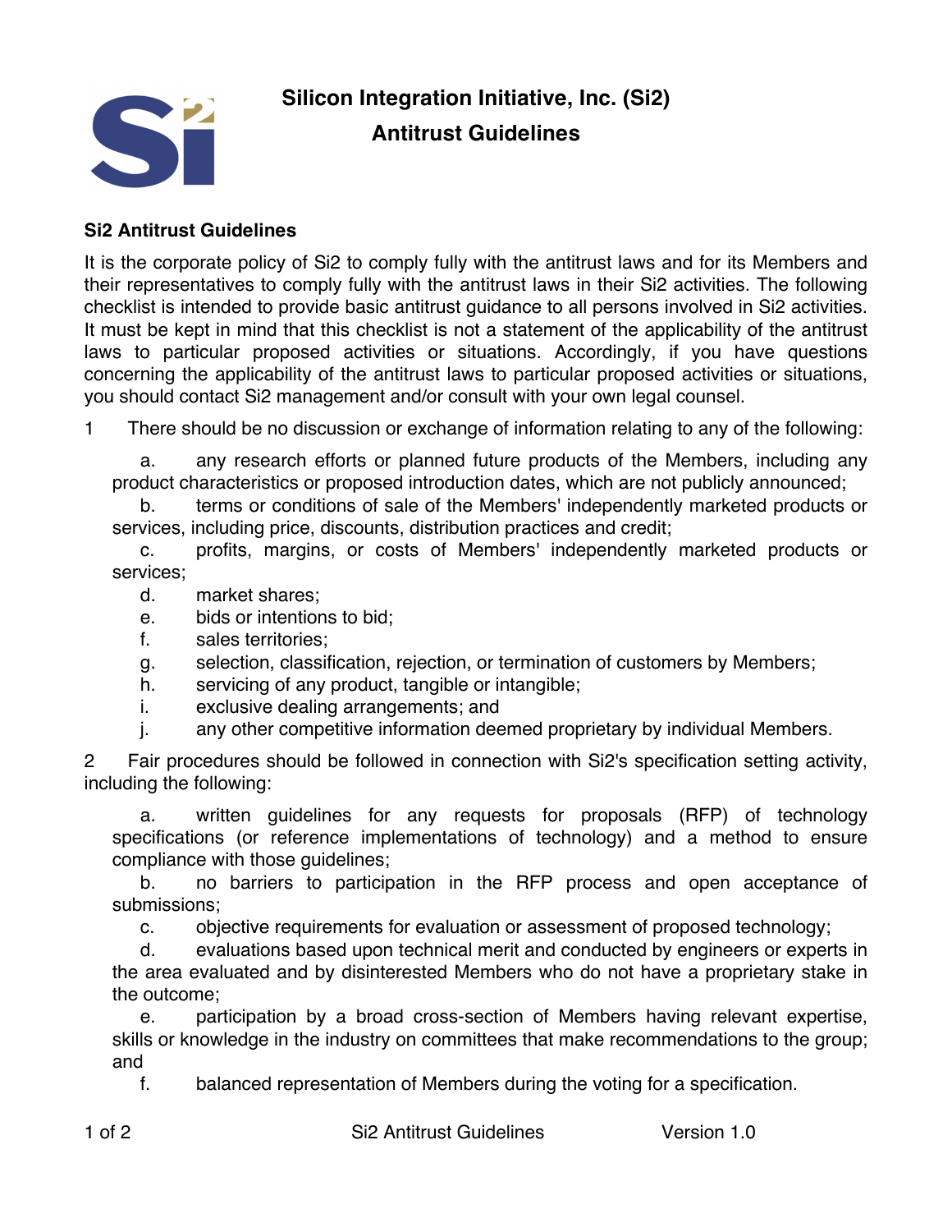# Silicon Integration Initiative, Inc. (Si2)

# Antitrust Guidelines

## Si2 Antitrust Guidelines

It is the corporate policy of Si2 to comply fully with the antitrust laws and for its Members and their representatives to comply fully with the antitrust laws in their Si2 activities. The following checklist is intended to provide basic antitrust guidance to all persons involved in Si2 activities. It must be kept in mind that this checklist is not a statement of the applicability of the antitrust laws to particular proposed activities or situations. Accordingly, if you have questions concerning the applicability of the antitrust laws to particular proposed activities or situations, you should contact Si2 management and/or consult with your own legal counsel.

1 There should be no discussion or exchange of information relating to any of the following:

   a. any research efforts or planned future products of the Members, including any product characteristics or proposed introduction dates, which are not publicly announced;
   b. terms or conditions of sale of the Members' independently marketed products or services, including price, discounts, distribution practices and credit;
   c. profits, margins, or costs of Members' independently marketed products or services;
   d. market shares;
   e. bids or intentions to bid;
   f. sales territories;
   g. selection, classification, rejection, or termination of customers by Members;
   h. servicing of any product, tangible or intangible;
   i. exclusive dealing arrangements; and
   j. any other competitive information deemed proprietary by individual Members.

2 Fair procedures should be followed in connection with Si2's specification setting activity, including the following:

   a. written guidelines for any requests for proposals (RFP) of technology specifications (or reference implementations of technology) and a method to ensure compliance with those guidelines;
   b. no barriers to participation in the RFP process and open acceptance of submissions;
   c. objective requirements for evaluation or assessment of proposed technology;
   d. evaluations based upon technical merit and conducted by engineers or experts in the area evaluated and by disinterested Members who do not have a proprietary stake in the outcome;
   e. participation by a broad cross-section of Members having relevant expertise, skills or knowledge in the industry on committees that make recommendations to the group; and
   f. balanced representation of Members during the voting for a specification.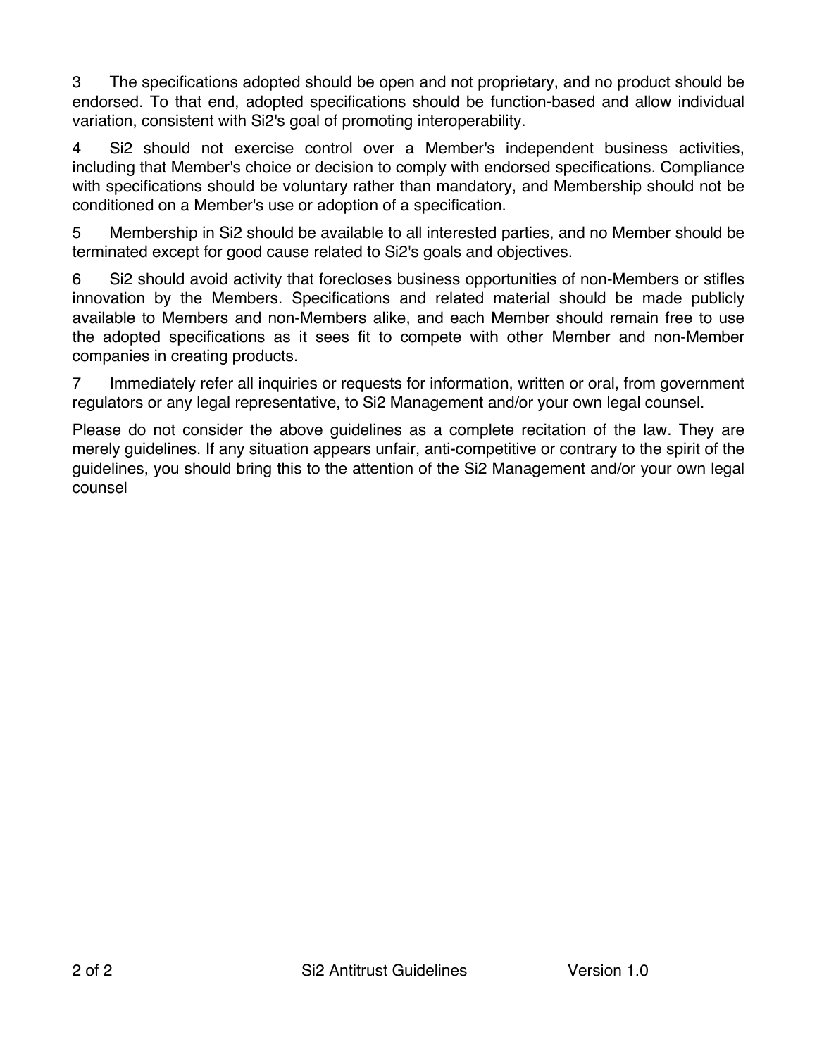3 The specifications adopted should be open and not proprietary, and no product should be endorsed. To that end, adopted specifications should be function-based and allow individual variation, consistent with Si2's goal of promoting interoperability.

4 Si2 should not exercise control over a Member's independent business activities, including that Member's choice or decision to comply with endorsed specifications. Compliance with specifications should be voluntary rather than mandatory, and Membership should not be conditioned on a Member's use or adoption of a specification.

5 Membership in Si2 should be available to all interested parties, and no Member should be terminated except for good cause related to Si2's goals and objectives.

6 Si2 should avoid activity that forecloses business opportunities of non-Members or stifles innovation by the Members. Specifications and related material should be made publicly available to Members and non-Members alike, and each Member should remain free to use the adopted specifications as it sees fit to compete with other Member and non-Member companies in creating products.

7 Immediately refer all inquiries or requests for information, written or oral, from government regulators or any legal representative, to Si2 Management and/or your own legal counsel.

Please do not consider the above guidelines as a complete recitation of the law. They are merely guidelines. If any situation appears unfair, anti-competitive or contrary to the spirit of the guidelines, you should bring this to the attention of the Si2 Management and/or your own legal counsel